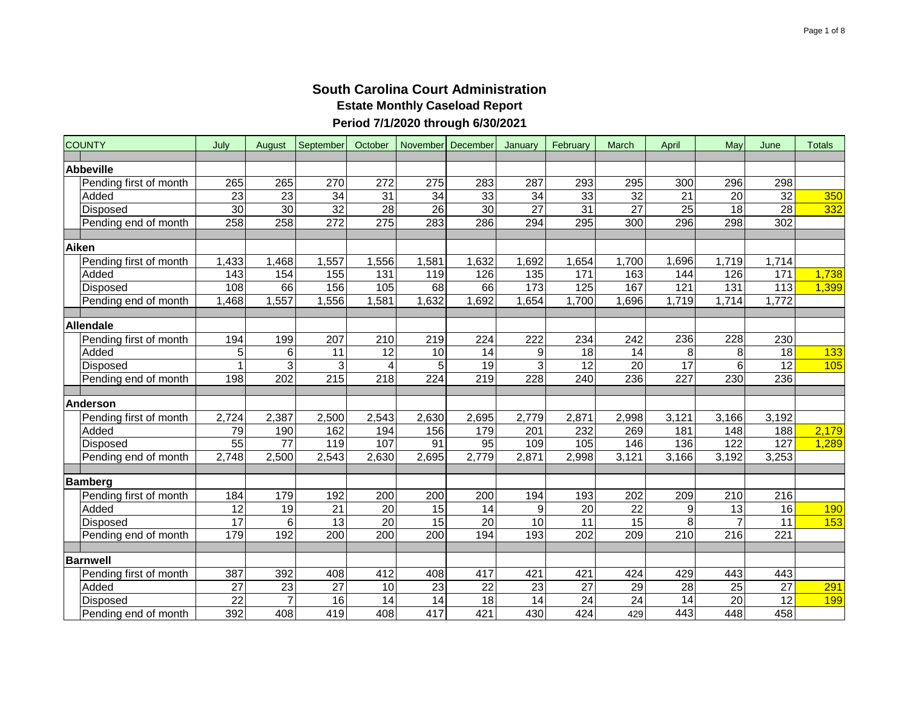# South Carolina Court Administration

## Estate Monthly Caseload Report

### Period 7/1/2020 through 6/30/2021

| COUNTY | July | August | September | October | November | December | January | February | March | April | May | June | Totals |
|---|---|---|---|---|---|---|---|---|---|---|---|---|---|
| **Abbeville** | | | | | | | | | | | | | |
| Pending first of month | 265 | 265 | 270 | 272 | 275 | 283 | 287 | 293 | 295 | 300 | 296 | 298 | |
| Added | 23 | 23 | 34 | 31 | 34 | 33 | 34 | 33 | 32 | 21 | 20 | 32 | 350 |
| Disposed | 30 | 30 | 32 | 28 | 26 | 30 | 27 | 31 | 27 | 25 | 18 | 28 | 332 |
| Pending end of month | 258 | 258 | 272 | 275 | 283 | 286 | 294 | 295 | 300 | 296 | 298 | 302 | |
| **Aiken** | | | | | | | | | | | | | |
| Pending first of month | 1,433 | 1,468 | 1,557 | 1,556 | 1,581 | 1,632 | 1,692 | 1,654 | 1,700 | 1,696 | 1,719 | 1,714 | |
| Added | 143 | 154 | 155 | 131 | 119 | 126 | 135 | 171 | 163 | 144 | 126 | 171 | 1,738 |
| Disposed | 108 | 66 | 156 | 105 | 68 | 66 | 173 | 125 | 167 | 121 | 131 | 113 | 1,399 |
| Pending end of month | 1,468 | 1,557 | 1,556 | 1,581 | 1,632 | 1,692 | 1,654 | 1,700 | 1,696 | 1,719 | 1,714 | 1,772 | |
| **Allendale** | | | | | | | | | | | | | |
| Pending first of month | 194 | 199 | 207 | 210 | 219 | 224 | 222 | 234 | 242 | 236 | 228 | 230 | |
| Added | 5 | 6 | 11 | 12 | 10 | 14 | 9 | 18 | 14 | 8 | 8 | 18 | 133 |
| Disposed | 1 | 3 | 3 | 4 | 5 | 19 | 3 | 12 | 20 | 17 | 6 | 12 | 105 |
| Pending end of month | 198 | 202 | 215 | 218 | 224 | 219 | 228 | 240 | 236 | 227 | 230 | 236 | |
| **Anderson** | | | | | | | | | | | | | |
| Pending first of month | 2,724 | 2,387 | 2,500 | 2,543 | 2,630 | 2,695 | 2,779 | 2,871 | 2,998 | 3,121 | 3,166 | 3,192 | |
| Added | 79 | 190 | 162 | 194 | 156 | 179 | 201 | 232 | 269 | 181 | 148 | 188 | 2,179 |
| Disposed | 55 | 77 | 119 | 107 | 91 | 95 | 109 | 105 | 146 | 136 | 122 | 127 | 1,289 |
| Pending end of month | 2,748 | 2,500 | 2,543 | 2,630 | 2,695 | 2,779 | 2,871 | 2,998 | 3,121 | 3,166 | 3,192 | 3,253 | |
| **Bamberg** | | | | | | | | | | | | | |
| Pending first of month | 184 | 179 | 192 | 200 | 200 | 200 | 194 | 193 | 202 | 209 | 210 | 216 | |
| Added | 12 | 19 | 21 | 20 | 15 | 14 | 9 | 20 | 22 | 9 | 13 | 16 | 190 |
| Disposed | 17 | 6 | 13 | 20 | 15 | 20 | 10 | 11 | 15 | 8 | 7 | 11 | 153 |
| Pending end of month | 179 | 192 | 200 | 200 | 200 | 194 | 193 | 202 | 209 | 210 | 216 | 221 | |
| **Barnwell** | | | | | | | | | | | | | |
| Pending first of month | 387 | 392 | 408 | 412 | 408 | 417 | 421 | 421 | 424 | 429 | 443 | 443 | |
| Added | 27 | 23 | 27 | 10 | 23 | 22 | 23 | 27 | 29 | 28 | 25 | 27 | 291 |
| Disposed | 22 | 7 | 16 | 14 | 14 | 18 | 14 | 24 | 24 | 14 | 20 | 12 | 199 |
| Pending end of month | 392 | 408 | 419 | 408 | 417 | 421 | 430 | 424 | 429 | 443 | 448 | 458 | |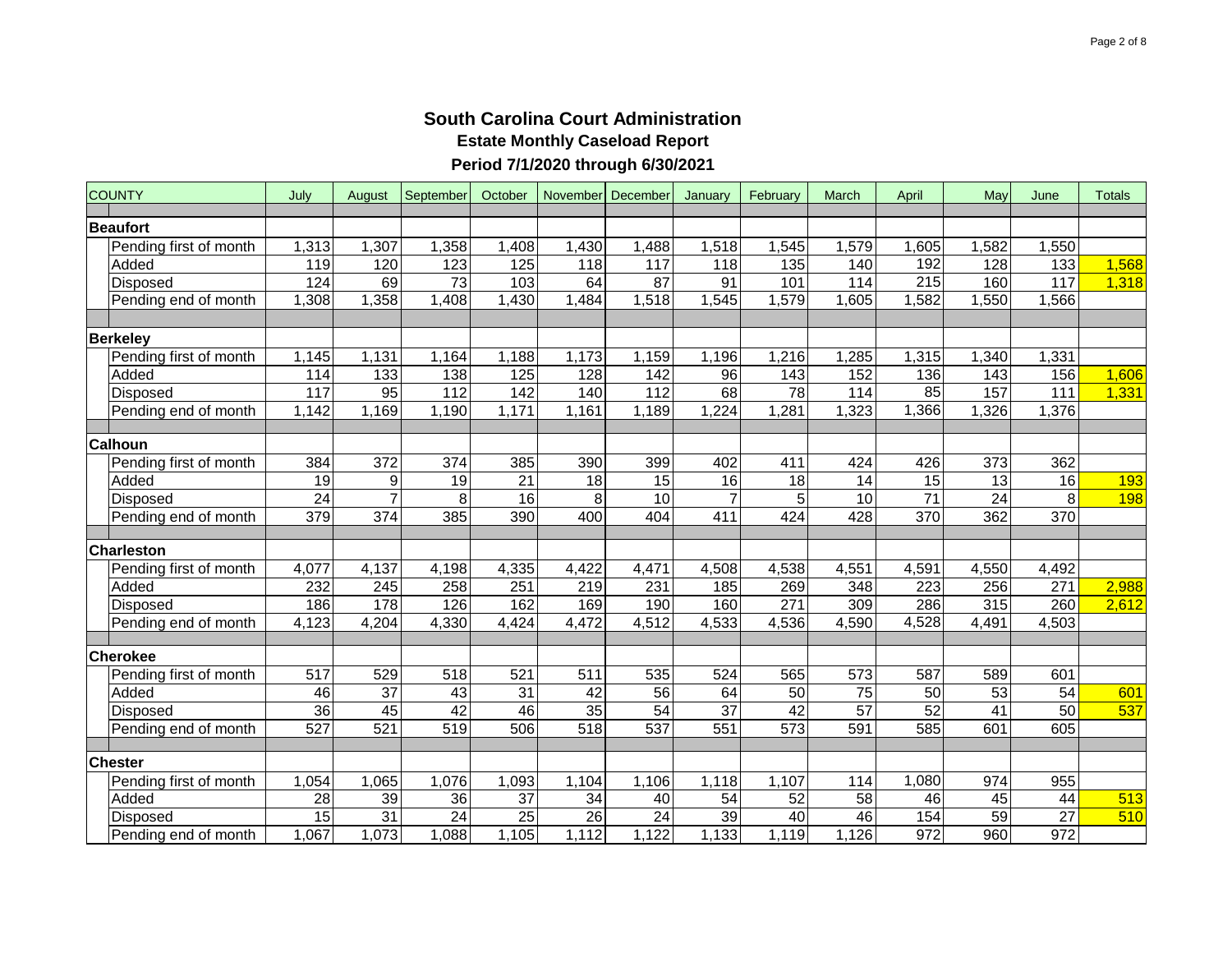# South Carolina Court Administration

## Estate Monthly Caseload Report

### Period 7/1/2020 through 6/30/2021

| COUNTY | July | August | September | October | November | December | January | February | March | April | May | June | Totals |
|---|---|---|---|---|---|---|---|---|---|---|---|---|---|
| **Beaufort** | | | | | | | | | | | | | |
| Pending first of month | 1,313 | 1,307 | 1,358 | 1,408 | 1,430 | 1,488 | 1,518 | 1,545 | 1,579 | 1,605 | 1,582 | 1,550 | |
| Added | 119 | 120 | 123 | 125 | 118 | 117 | 118 | 135 | 140 | 192 | 128 | 133 | 1,568 |
| Disposed | 124 | 69 | 73 | 103 | 64 | 87 | 91 | 101 | 114 | 215 | 160 | 117 | 1,318 |
| Pending end of month | 1,308 | 1,358 | 1,408 | 1,430 | 1,484 | 1,518 | 1,545 | 1,579 | 1,605 | 1,582 | 1,550 | 1,566 | |
| **Berkeley** | | | | | | | | | | | | | |
| Pending first of month | 1,145 | 1,131 | 1,164 | 1,188 | 1,173 | 1,159 | 1,196 | 1,216 | 1,285 | 1,315 | 1,340 | 1,331 | |
| Added | 114 | 133 | 138 | 125 | 128 | 142 | 96 | 143 | 152 | 136 | 143 | 156 | 1,606 |
| Disposed | 117 | 95 | 112 | 142 | 140 | 112 | 68 | 78 | 114 | 85 | 157 | 111 | 1,331 |
| Pending end of month | 1,142 | 1,169 | 1,190 | 1,171 | 1,161 | 1,189 | 1,224 | 1,281 | 1,323 | 1,366 | 1,326 | 1,376 | |
| **Calhoun** | | | | | | | | | | | | | |
| Pending first of month | 384 | 372 | 374 | 385 | 390 | 399 | 402 | 411 | 424 | 426 | 373 | 362 | |
| Added | 19 | 9 | 19 | 21 | 18 | 15 | 16 | 18 | 14 | 15 | 13 | 16 | 193 |
| Disposed | 24 | 7 | 8 | 16 | 8 | 10 | 7 | 5 | 10 | 71 | 24 | 8 | 198 |
| Pending end of month | 379 | 374 | 385 | 390 | 400 | 404 | 411 | 424 | 428 | 370 | 362 | 370 | |
| **Charleston** | | | | | | | | | | | | | |
| Pending first of month | 4,077 | 4,137 | 4,198 | 4,335 | 4,422 | 4,471 | 4,508 | 4,538 | 4,551 | 4,591 | 4,550 | 4,492 | |
| Added | 232 | 245 | 258 | 251 | 219 | 231 | 185 | 269 | 348 | 223 | 256 | 271 | 2,988 |
| Disposed | 186 | 178 | 126 | 162 | 169 | 190 | 160 | 271 | 309 | 286 | 315 | 260 | 2,612 |
| Pending end of month | 4,123 | 4,204 | 4,330 | 4,424 | 4,472 | 4,512 | 4,533 | 4,536 | 4,590 | 4,528 | 4,491 | 4,503 | |
| **Cherokee** | | | | | | | | | | | | | |
| Pending first of month | 517 | 529 | 518 | 521 | 511 | 535 | 524 | 565 | 573 | 587 | 589 | 601 | |
| Added | 46 | 37 | 43 | 31 | 42 | 56 | 64 | 50 | 75 | 50 | 53 | 54 | 601 |
| Disposed | 36 | 45 | 42 | 46 | 35 | 54 | 37 | 42 | 57 | 52 | 41 | 50 | 537 |
| Pending end of month | 527 | 521 | 519 | 506 | 518 | 537 | 551 | 573 | 591 | 585 | 601 | 605 | |
| **Chester** | | | | | | | | | | | | | |
| Pending first of month | 1,054 | 1,065 | 1,076 | 1,093 | 1,104 | 1,106 | 1,118 | 1,107 | 114 | 1,080 | 974 | 955 | |
| Added | 28 | 39 | 36 | 37 | 34 | 40 | 54 | 52 | 58 | 46 | 45 | 44 | 513 |
| Disposed | 15 | 31 | 24 | 25 | 26 | 24 | 39 | 40 | 46 | 154 | 59 | 27 | 510 |
| Pending end of month | 1,067 | 1,073 | 1,088 | 1,105 | 1,112 | 1,122 | 1,133 | 1,119 | 1,126 | 972 | 960 | 972 | |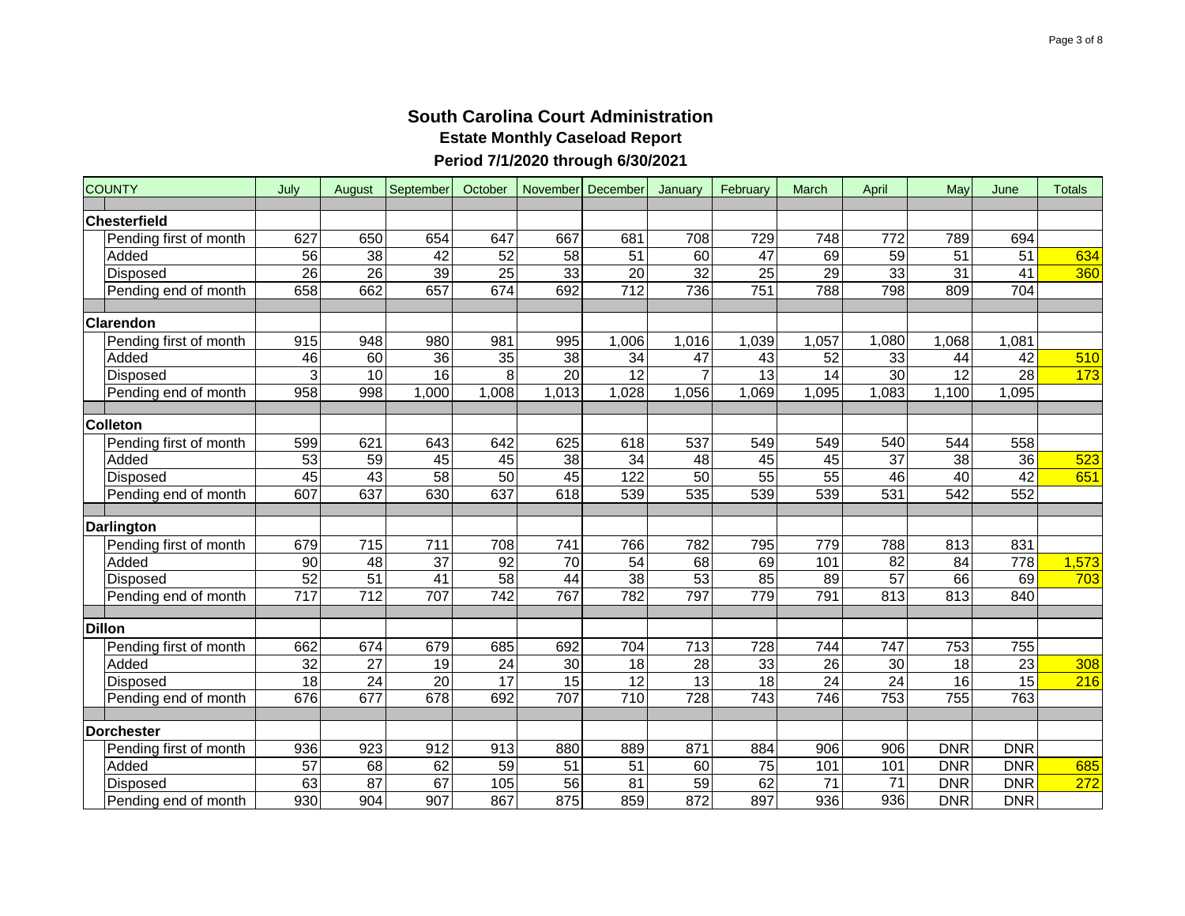# South Carolina Court Administration

## Estate Monthly Caseload Report

## Period 7/1/2020 through 6/30/2021

| COUNTY | July | August | September | October | November | December | January | February | March | April | May | June | Totals |
|---|---|---|---|---|---|---|---|---|---|---|---|---|---|
| **Chesterfield** | | | | | | | | | | | | | |
| Pending first of month | 627 | 650 | 654 | 647 | 667 | 681 | 708 | 729 | 748 | 772 | 789 | 694 | |
| Added | 56 | 38 | 42 | 52 | 58 | 51 | 60 | 47 | 69 | 59 | 51 | 51 | 634 |
| Disposed | 26 | 26 | 39 | 25 | 33 | 20 | 32 | 25 | 29 | 33 | 31 | 41 | 360 |
| Pending end of month | 658 | 662 | 657 | 674 | 692 | 712 | 736 | 751 | 788 | 798 | 809 | 704 | |
| **Clarendon** | | | | | | | | | | | | | |
| Pending first of month | 915 | 948 | 980 | 981 | 995 | 1,006 | 1,016 | 1,039 | 1,057 | 1,080 | 1,068 | 1,081 | |
| Added | 46 | 60 | 36 | 35 | 38 | 34 | 47 | 43 | 52 | 33 | 44 | 42 | 510 |
| Disposed | 3 | 10 | 16 | 8 | 20 | 12 | 7 | 13 | 14 | 30 | 12 | 28 | 173 |
| Pending end of month | 958 | 998 | 1,000 | 1,008 | 1,013 | 1,028 | 1,056 | 1,069 | 1,095 | 1,083 | 1,100 | 1,095 | |
| **Colleton** | | | | | | | | | | | | | |
| Pending first of month | 599 | 621 | 643 | 642 | 625 | 618 | 537 | 549 | 549 | 540 | 544 | 558 | |
| Added | 53 | 59 | 45 | 45 | 38 | 34 | 48 | 45 | 45 | 37 | 38 | 36 | 523 |
| Disposed | 45 | 43 | 58 | 50 | 45 | 122 | 50 | 55 | 55 | 46 | 40 | 42 | 651 |
| Pending end of month | 607 | 637 | 630 | 637 | 618 | 539 | 535 | 539 | 539 | 531 | 542 | 552 | |
| **Darlington** | | | | | | | | | | | | | |
| Pending first of month | 679 | 715 | 711 | 708 | 741 | 766 | 782 | 795 | 779 | 788 | 813 | 831 | |
| Added | 90 | 48 | 37 | 92 | 70 | 54 | 68 | 69 | 101 | 82 | 84 | 778 | 1,573 |
| Disposed | 52 | 51 | 41 | 58 | 44 | 38 | 53 | 85 | 89 | 57 | 66 | 69 | 703 |
| Pending end of month | 717 | 712 | 707 | 742 | 767 | 782 | 797 | 779 | 791 | 813 | 813 | 840 | |
| **Dillon** | | | | | | | | | | | | | |
| Pending first of month | 662 | 674 | 679 | 685 | 692 | 704 | 713 | 728 | 744 | 747 | 753 | 755 | |
| Added | 32 | 27 | 19 | 24 | 30 | 18 | 28 | 33 | 26 | 30 | 18 | 23 | 308 |
| Disposed | 18 | 24 | 20 | 17 | 15 | 12 | 13 | 18 | 24 | 24 | 16 | 15 | 216 |
| Pending end of month | 676 | 677 | 678 | 692 | 707 | 710 | 728 | 743 | 746 | 753 | 755 | 763 | |
| **Dorchester** | | | | | | | | | | | | | |
| Pending first of month | 936 | 923 | 912 | 913 | 880 | 889 | 871 | 884 | 906 | 906 | DNR | DNR | |
| Added | 57 | 68 | 62 | 59 | 51 | 51 | 60 | 75 | 101 | 101 | DNR | DNR | 685 |
| Disposed | 63 | 87 | 67 | 105 | 56 | 81 | 59 | 62 | 71 | 71 | DNR | DNR | 272 |
| Pending end of month | 930 | 904 | 907 | 867 | 875 | 859 | 872 | 897 | 936 | 936 | DNR | DNR | |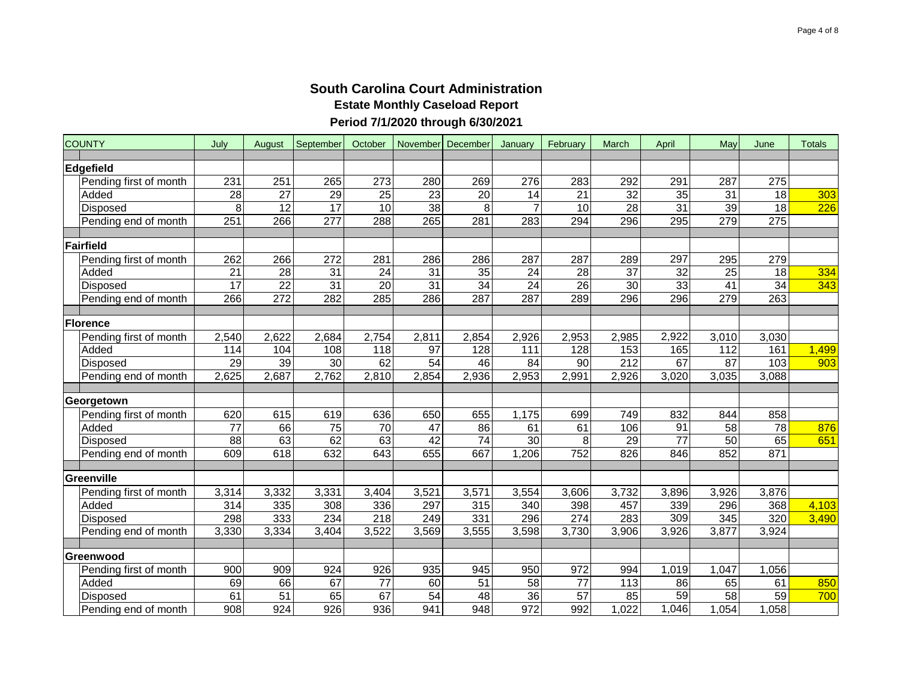# South Carolina Court Administration

## Estate Monthly Caseload Report

### Period 7/1/2020 through 6/30/2021

| COUNTY | July | August | September | October | November | December | January | February | March | April | May | June | Totals |
|---|---|---|---|---|---|---|---|---|---|---|---|---|---|
| **Edgefield** | | | | | | | | | | | | | |
| Pending first of month | 231 | 251 | 265 | 273 | 280 | 269 | 276 | 283 | 292 | 291 | 287 | 275 | |
| Added | 28 | 27 | 29 | 25 | 23 | 20 | 14 | 21 | 32 | 35 | 31 | 18 | 303 |
| Disposed | 8 | 12 | 17 | 10 | 38 | 8 | 7 | 10 | 28 | 31 | 39 | 18 | 226 |
| Pending end of month | 251 | 266 | 277 | 288 | 265 | 281 | 283 | 294 | 296 | 295 | 279 | 275 | |
| **Fairfield** | | | | | | | | | | | | | |
| Pending first of month | 262 | 266 | 272 | 281 | 286 | 286 | 287 | 287 | 289 | 297 | 295 | 279 | |
| Added | 21 | 28 | 31 | 24 | 31 | 35 | 24 | 28 | 37 | 32 | 25 | 18 | 334 |
| Disposed | 17 | 22 | 31 | 20 | 31 | 34 | 24 | 26 | 30 | 33 | 41 | 34 | 343 |
| Pending end of month | 266 | 272 | 282 | 285 | 286 | 287 | 287 | 289 | 296 | 296 | 279 | 263 | |
| **Florence** | | | | | | | | | | | | | |
| Pending first of month | 2,540 | 2,622 | 2,684 | 2,754 | 2,811 | 2,854 | 2,926 | 2,953 | 2,985 | 2,922 | 3,010 | 3,030 | |
| Added | 114 | 104 | 108 | 118 | 97 | 128 | 111 | 128 | 153 | 165 | 112 | 161 | 1,499 |
| Disposed | 29 | 39 | 30 | 62 | 54 | 46 | 84 | 90 | 212 | 67 | 87 | 103 | 903 |
| Pending end of month | 2,625 | 2,687 | 2,762 | 2,810 | 2,854 | 2,936 | 2,953 | 2,991 | 2,926 | 3,020 | 3,035 | 3,088 | |
| **Georgetown** | | | | | | | | | | | | | |
| Pending first of month | 620 | 615 | 619 | 636 | 650 | 655 | 1,175 | 699 | 749 | 832 | 844 | 858 | |
| Added | 77 | 66 | 75 | 70 | 47 | 86 | 61 | 61 | 106 | 91 | 58 | 78 | 876 |
| Disposed | 88 | 63 | 62 | 63 | 42 | 74 | 30 | 8 | 29 | 77 | 50 | 65 | 651 |
| Pending end of month | 609 | 618 | 632 | 643 | 655 | 667 | 1,206 | 752 | 826 | 846 | 852 | 871 | |
| **Greenville** | | | | | | | | | | | | | |
| Pending first of month | 3,314 | 3,332 | 3,331 | 3,404 | 3,521 | 3,571 | 3,554 | 3,606 | 3,732 | 3,896 | 3,926 | 3,876 | |
| Added | 314 | 335 | 308 | 336 | 297 | 315 | 340 | 398 | 457 | 339 | 296 | 368 | 4,103 |
| Disposed | 298 | 333 | 234 | 218 | 249 | 331 | 296 | 274 | 283 | 309 | 345 | 320 | 3,490 |
| Pending end of month | 3,330 | 3,334 | 3,404 | 3,522 | 3,569 | 3,555 | 3,598 | 3,730 | 3,906 | 3,926 | 3,877 | 3,924 | |
| **Greenwood** | | | | | | | | | | | | | |
| Pending first of month | 900 | 909 | 924 | 926 | 935 | 945 | 950 | 972 | 994 | 1,019 | 1,047 | 1,056 | |
| Added | 69 | 66 | 67 | 77 | 60 | 51 | 58 | 77 | 113 | 86 | 65 | 61 | 850 |
| Disposed | 61 | 51 | 65 | 67 | 54 | 48 | 36 | 57 | 85 | 59 | 58 | 59 | 700 |
| Pending end of month | 908 | 924 | 926 | 936 | 941 | 948 | 972 | 992 | 1,022 | 1,046 | 1,054 | 1,058 | |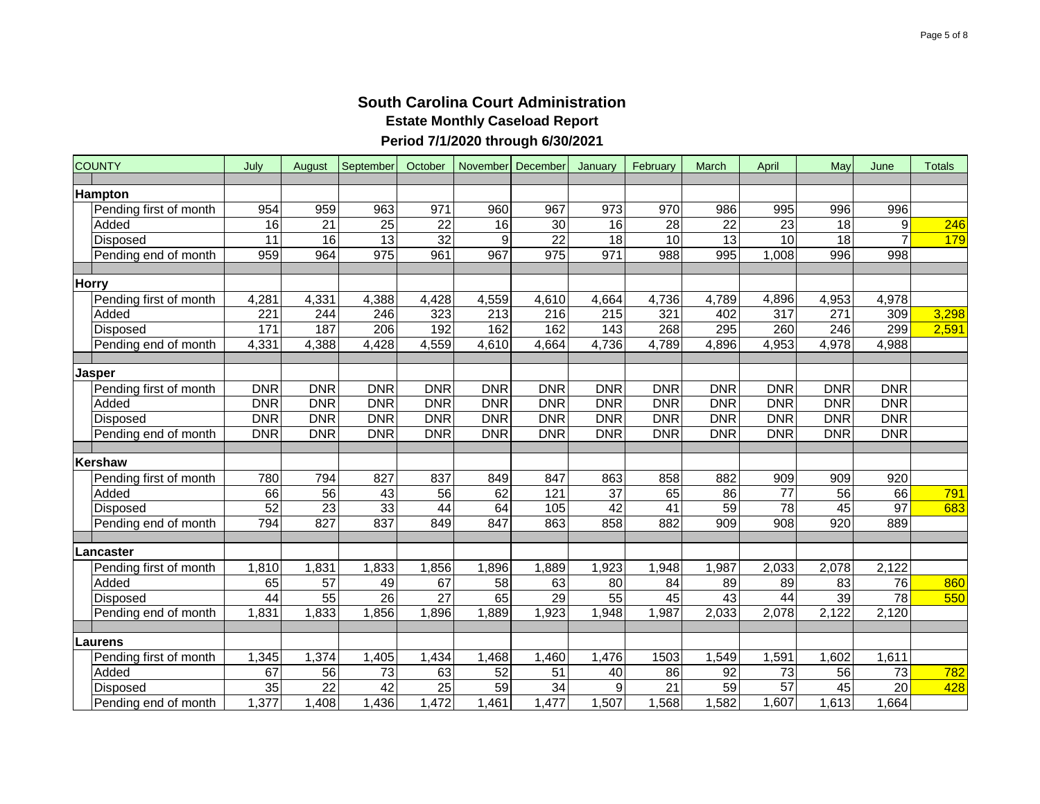# South Carolina Court Administration

## Estate Monthly Caseload Report

### Period 7/1/2020 through 6/30/2021

| COUNTY | July | August | September | October | November | December | January | February | March | April | May | June | Totals |
|---|---|---|---|---|---|---|---|---|---|---|---|---|---|
| **Hampton** | | | | | | | | | | | | | |
| Pending first of month | 954 | 959 | 963 | 971 | 960 | 967 | 973 | 970 | 986 | 995 | 996 | 996 | |
| Added | 16 | 21 | 25 | 22 | 16 | 30 | 16 | 28 | 22 | 23 | 18 | 9 | 246 |
| Disposed | 11 | 16 | 13 | 32 | 9 | 22 | 18 | 10 | 13 | 10 | 18 | 7 | 179 |
| Pending end of month | 959 | 964 | 975 | 961 | 967 | 975 | 971 | 988 | 995 | 1,008 | 996 | 998 | |
| **Horry** | | | | | | | | | | | | | |
| Pending first of month | 4,281 | 4,331 | 4,388 | 4,428 | 4,559 | 4,610 | 4,664 | 4,736 | 4,789 | 4,896 | 4,953 | 4,978 | |
| Added | 221 | 244 | 246 | 323 | 213 | 216 | 215 | 321 | 402 | 317 | 271 | 309 | 3,298 |
| Disposed | 171 | 187 | 206 | 192 | 162 | 162 | 143 | 268 | 295 | 260 | 246 | 299 | 2,591 |
| Pending end of month | 4,331 | 4,388 | 4,428 | 4,559 | 4,610 | 4,664 | 4,736 | 4,789 | 4,896 | 4,953 | 4,978 | 4,988 | |
| **Jasper** | | | | | | | | | | | | | |
| Pending first of month | DNR | DNR | DNR | DNR | DNR | DNR | DNR | DNR | DNR | DNR | DNR | DNR | |
| Added | DNR | DNR | DNR | DNR | DNR | DNR | DNR | DNR | DNR | DNR | DNR | DNR | |
| Disposed | DNR | DNR | DNR | DNR | DNR | DNR | DNR | DNR | DNR | DNR | DNR | DNR | |
| Pending end of month | DNR | DNR | DNR | DNR | DNR | DNR | DNR | DNR | DNR | DNR | DNR | DNR | |
| **Kershaw** | | | | | | | | | | | | | |
| Pending first of month | 780 | 794 | 827 | 837 | 849 | 847 | 863 | 858 | 882 | 909 | 909 | 920 | |
| Added | 66 | 56 | 43 | 56 | 62 | 121 | 37 | 65 | 86 | 77 | 56 | 66 | 791 |
| Disposed | 52 | 23 | 33 | 44 | 64 | 105 | 42 | 41 | 59 | 78 | 45 | 97 | 683 |
| Pending end of month | 794 | 827 | 837 | 849 | 847 | 863 | 858 | 882 | 909 | 908 | 920 | 889 | |
| **Lancaster** | | | | | | | | | | | | | |
| Pending first of month | 1,810 | 1,831 | 1,833 | 1,856 | 1,896 | 1,889 | 1,923 | 1,948 | 1,987 | 2,033 | 2,078 | 2,122 | |
| Added | 65 | 57 | 49 | 67 | 58 | 63 | 80 | 84 | 89 | 89 | 83 | 76 | 860 |
| Disposed | 44 | 55 | 26 | 27 | 65 | 29 | 55 | 45 | 43 | 44 | 39 | 78 | 550 |
| Pending end of month | 1,831 | 1,833 | 1,856 | 1,896 | 1,889 | 1,923 | 1,948 | 1,987 | 2,033 | 2,078 | 2,122 | 2,120 | |
| **Laurens** | | | | | | | | | | | | | |
| Pending first of month | 1,345 | 1,374 | 1,405 | 1,434 | 1,468 | 1,460 | 1,476 | 1503 | 1,549 | 1,591 | 1,602 | 1,611 | |
| Added | 67 | 56 | 73 | 63 | 52 | 51 | 40 | 86 | 92 | 73 | 56 | 73 | 782 |
| Disposed | 35 | 22 | 42 | 25 | 59 | 34 | 9 | 21 | 59 | 57 | 45 | 20 | 428 |
| Pending end of month | 1,377 | 1,408 | 1,436 | 1,472 | 1,461 | 1,477 | 1,507 | 1,568 | 1,582 | 1,607 | 1,613 | 1,664 | |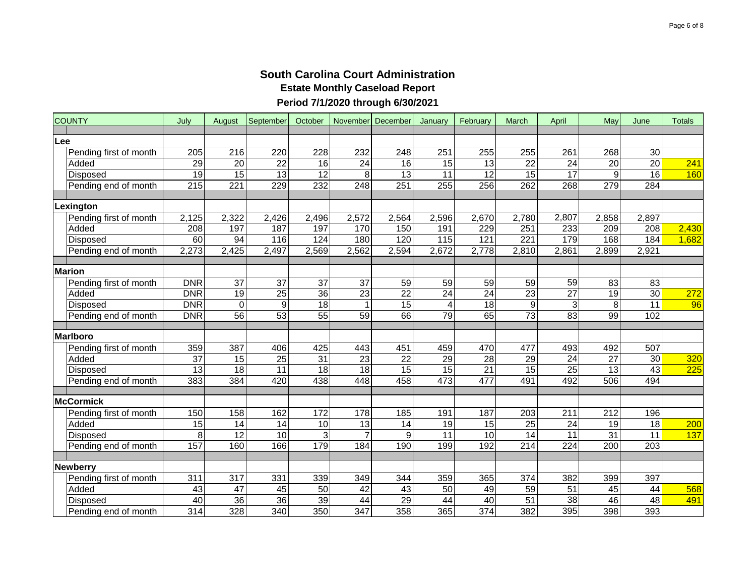# South Carolina Court Administration

## Estate Monthly Caseload Report

### Period 7/1/2020 through 6/30/2021

| COUNTY | July | August | September | October | November | December | January | February | March | April | May | June | Totals |
|---|---|---|---|---|---|---|---|---|---|---|---|---|---|
| **Lee** | | | | | | | | | | | | | |
| Pending first of month | 205 | 216 | 220 | 228 | 232 | 248 | 251 | 255 | 255 | 261 | 268 | 30 | |
| Added | 29 | 20 | 22 | 16 | 24 | 16 | 15 | 13 | 22 | 24 | 20 | 20 | 241 |
| Disposed | 19 | 15 | 13 | 12 | 8 | 13 | 11 | 12 | 15 | 17 | 9 | 16 | 160 |
| Pending end of month | 215 | 221 | 229 | 232 | 248 | 251 | 255 | 256 | 262 | 268 | 279 | 284 | |
| **Lexington** | | | | | | | | | | | | | |
| Pending first of month | 2,125 | 2,322 | 2,426 | 2,496 | 2,572 | 2,564 | 2,596 | 2,670 | 2,780 | 2,807 | 2,858 | 2,897 | |
| Added | 208 | 197 | 187 | 197 | 170 | 150 | 191 | 229 | 251 | 233 | 209 | 208 | 2,430 |
| Disposed | 60 | 94 | 116 | 124 | 180 | 120 | 115 | 121 | 221 | 179 | 168 | 184 | 1,682 |
| Pending end of month | 2,273 | 2,425 | 2,497 | 2,569 | 2,562 | 2,594 | 2,672 | 2,778 | 2,810 | 2,861 | 2,899 | 2,921 | |
| **Marion** | | | | | | | | | | | | | |
| Pending first of month | DNR | 37 | 37 | 37 | 37 | 59 | 59 | 59 | 59 | 59 | 83 | 83 | |
| Added | DNR | 19 | 25 | 36 | 23 | 22 | 24 | 24 | 23 | 27 | 19 | 30 | 272 |
| Disposed | DNR | 0 | 9 | 18 | 1 | 15 | 4 | 18 | 9 | 3 | 8 | 11 | 96 |
| Pending end of month | DNR | 56 | 53 | 55 | 59 | 66 | 79 | 65 | 73 | 83 | 99 | 102 | |
| **Marlboro** | | | | | | | | | | | | | |
| Pending first of month | 359 | 387 | 406 | 425 | 443 | 451 | 459 | 470 | 477 | 493 | 492 | 507 | |
| Added | 37 | 15 | 25 | 31 | 23 | 22 | 29 | 28 | 29 | 24 | 27 | 30 | 320 |
| Disposed | 13 | 18 | 11 | 18 | 18 | 15 | 15 | 21 | 15 | 25 | 13 | 43 | 225 |
| Pending end of month | 383 | 384 | 420 | 438 | 448 | 458 | 473 | 477 | 491 | 492 | 506 | 494 | |
| **McCormick** | | | | | | | | | | | | | |
| Pending first of month | 150 | 158 | 162 | 172 | 178 | 185 | 191 | 187 | 203 | 211 | 212 | 196 | |
| Added | 15 | 14 | 14 | 10 | 13 | 14 | 19 | 15 | 25 | 24 | 19 | 18 | 200 |
| Disposed | 8 | 12 | 10 | 3 | 7 | 9 | 11 | 10 | 14 | 11 | 31 | 11 | 137 |
| Pending end of month | 157 | 160 | 166 | 179 | 184 | 190 | 199 | 192 | 214 | 224 | 200 | 203 | |
| **Newberry** | | | | | | | | | | | | | |
| Pending first of month | 311 | 317 | 331 | 339 | 349 | 344 | 359 | 365 | 374 | 382 | 399 | 397 | |
| Added | 43 | 47 | 45 | 50 | 42 | 43 | 50 | 49 | 59 | 51 | 45 | 44 | 568 |
| Disposed | 40 | 36 | 36 | 39 | 44 | 29 | 44 | 40 | 51 | 38 | 46 | 48 | 491 |
| Pending end of month | 314 | 328 | 340 | 350 | 347 | 358 | 365 | 374 | 382 | 395 | 398 | 393 | |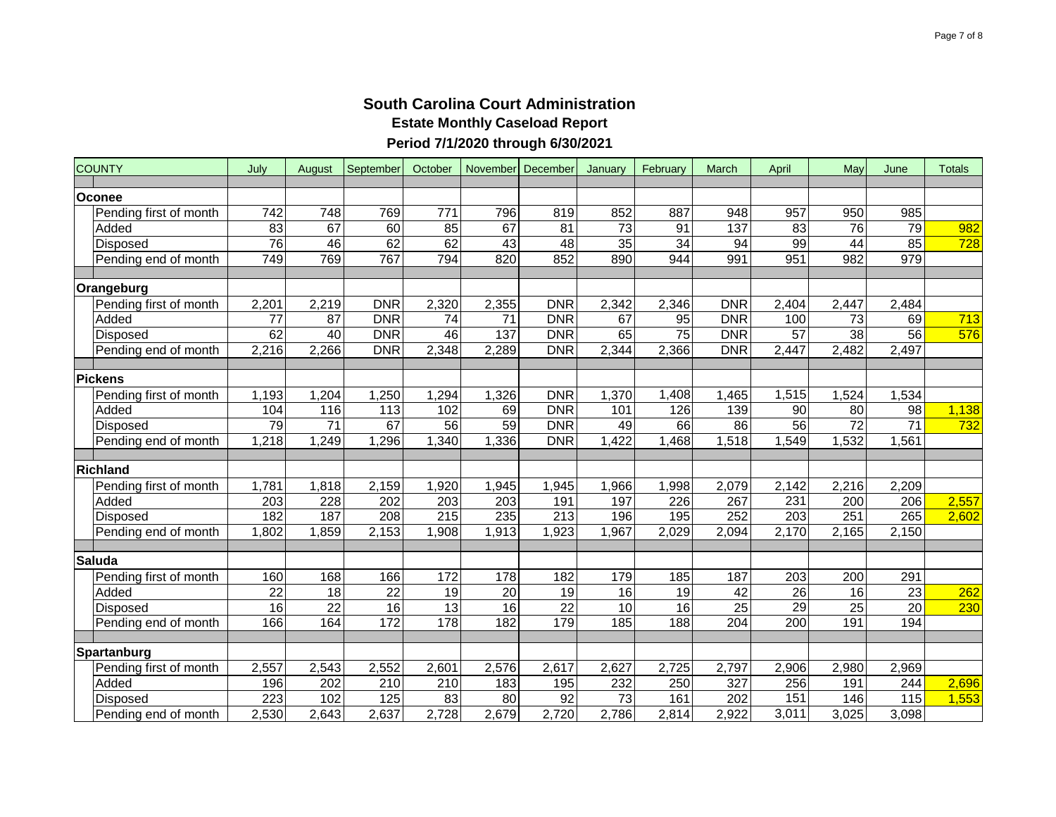# South Carolina Court Administration

## Estate Monthly Caseload Report

## Period 7/1/2020 through 6/30/2021

| COUNTY | July | August | September | October | November | December | January | February | March | April | May | June | Totals |
|---|---|---|---|---|---|---|---|---|---|---|---|---|---|
| **Oconee** | | | | | | | | | | | | | |
| Pending first of month | 742 | 748 | 769 | 771 | 796 | 819 | 852 | 887 | 948 | 957 | 950 | 985 | |
| Added | 83 | 67 | 60 | 85 | 67 | 81 | 73 | 91 | 137 | 83 | 76 | 79 | 982 |
| Disposed | 76 | 46 | 62 | 62 | 43 | 48 | 35 | 34 | 94 | 99 | 44 | 85 | 728 |
| Pending end of month | 749 | 769 | 767 | 794 | 820 | 852 | 890 | 944 | 991 | 951 | 982 | 979 | |
| **Orangeburg** | | | | | | | | | | | | | |
| Pending first of month | 2,201 | 2,219 | DNR | 2,320 | 2,355 | DNR | 2,342 | 2,346 | DNR | 2,404 | 2,447 | 2,484 | |
| Added | 77 | 87 | DNR | 74 | 71 | DNR | 67 | 95 | DNR | 100 | 73 | 69 | 713 |
| Disposed | 62 | 40 | DNR | 46 | 137 | DNR | 65 | 75 | DNR | 57 | 38 | 56 | 576 |
| Pending end of month | 2,216 | 2,266 | DNR | 2,348 | 2,289 | DNR | 2,344 | 2,366 | DNR | 2,447 | 2,482 | 2,497 | |
| **Pickens** | | | | | | | | | | | | | |
| Pending first of month | 1,193 | 1,204 | 1,250 | 1,294 | 1,326 | DNR | 1,370 | 1,408 | 1,465 | 1,515 | 1,524 | 1,534 | |
| Added | 104 | 116 | 113 | 102 | 69 | DNR | 101 | 126 | 139 | 90 | 80 | 98 | 1,138 |
| Disposed | 79 | 71 | 67 | 56 | 59 | DNR | 49 | 66 | 86 | 56 | 72 | 71 | 732 |
| Pending end of month | 1,218 | 1,249 | 1,296 | 1,340 | 1,336 | DNR | 1,422 | 1,468 | 1,518 | 1,549 | 1,532 | 1,561 | |
| **Richland** | | | | | | | | | | | | | |
| Pending first of month | 1,781 | 1,818 | 2,159 | 1,920 | 1,945 | 1,945 | 1,966 | 1,998 | 2,079 | 2,142 | 2,216 | 2,209 | |
| Added | 203 | 228 | 202 | 203 | 203 | 191 | 197 | 226 | 267 | 231 | 200 | 206 | 2,557 |
| Disposed | 182 | 187 | 208 | 215 | 235 | 213 | 196 | 195 | 252 | 203 | 251 | 265 | 2,602 |
| Pending end of month | 1,802 | 1,859 | 2,153 | 1,908 | 1,913 | 1,923 | 1,967 | 2,029 | 2,094 | 2,170 | 2,165 | 2,150 | |
| **Saluda** | | | | | | | | | | | | | |
| Pending first of month | 160 | 168 | 166 | 172 | 178 | 182 | 179 | 185 | 187 | 203 | 200 | 291 | |
| Added | 22 | 18 | 22 | 19 | 20 | 19 | 16 | 19 | 42 | 26 | 16 | 23 | 262 |
| Disposed | 16 | 22 | 16 | 13 | 16 | 22 | 10 | 16 | 25 | 29 | 25 | 20 | 230 |
| Pending end of month | 166 | 164 | 172 | 178 | 182 | 179 | 185 | 188 | 204 | 200 | 191 | 194 | |
| **Spartanburg** | | | | | | | | | | | | | |
| Pending first of month | 2,557 | 2,543 | 2,552 | 2,601 | 2,576 | 2,617 | 2,627 | 2,725 | 2,797 | 2,906 | 2,980 | 2,969 | |
| Added | 196 | 202 | 210 | 210 | 183 | 195 | 232 | 250 | 327 | 256 | 191 | 244 | 2,696 |
| Disposed | 223 | 102 | 125 | 83 | 80 | 92 | 73 | 161 | 202 | 151 | 146 | 115 | 1,553 |
| Pending end of month | 2,530 | 2,643 | 2,637 | 2,728 | 2,679 | 2,720 | 2,786 | 2,814 | 2,922 | 3,011 | 3,025 | 3,098 | |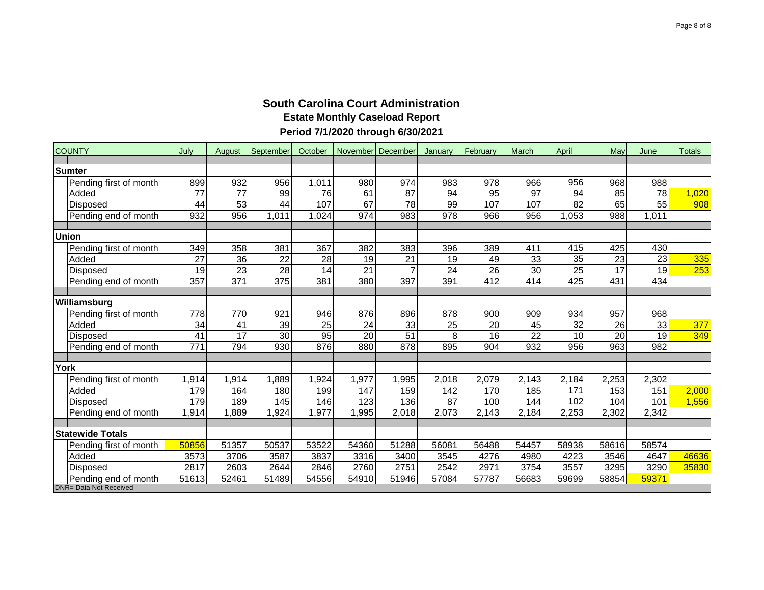# South Carolina Court Administration

## Estate Monthly Caseload Report

## Period 7/1/2020 through 6/30/2021

| COUNTY | July | August | September | October | November | December | January | February | March | April | May | June | Totals |
|---|---|---|---|---|---|---|---|---|---|---|---|---|---|
| **Sumter** | | | | | | | | | | | | | |
| Pending first of month | 899 | 932 | 956 | 1,011 | 980 | 974 | 983 | 978 | 966 | 956 | 968 | 988 | |
| Added | 77 | 77 | 99 | 76 | 61 | 87 | 94 | 95 | 97 | 94 | 85 | 78 | 1,020 |
| Disposed | 44 | 53 | 44 | 107 | 67 | 78 | 99 | 107 | 107 | 82 | 65 | 55 | 908 |
| Pending end of month | 932 | 956 | 1,011 | 1,024 | 974 | 983 | 978 | 966 | 956 | 1,053 | 988 | 1,011 | |
| **Union** | | | | | | | | | | | | | |
| Pending first of month | 349 | 358 | 381 | 367 | 382 | 383 | 396 | 389 | 411 | 415 | 425 | 430 | |
| Added | 27 | 36 | 22 | 28 | 19 | 21 | 19 | 49 | 33 | 35 | 23 | 23 | 335 |
| Disposed | 19 | 23 | 28 | 14 | 21 | 7 | 24 | 26 | 30 | 25 | 17 | 19 | 253 |
| Pending end of month | 357 | 371 | 375 | 381 | 380 | 397 | 391 | 412 | 414 | 425 | 431 | 434 | |
| **Williamsburg** | | | | | | | | | | | | | |
| Pending first of month | 778 | 770 | 921 | 946 | 876 | 896 | 878 | 900 | 909 | 934 | 957 | 968 | |
| Added | 34 | 41 | 39 | 25 | 24 | 33 | 25 | 20 | 45 | 32 | 26 | 33 | 377 |
| Disposed | 41 | 17 | 30 | 95 | 20 | 51 | 8 | 16 | 22 | 10 | 20 | 19 | 349 |
| Pending end of month | 771 | 794 | 930 | 876 | 880 | 878 | 895 | 904 | 932 | 956 | 963 | 982 | |
| **York** | | | | | | | | | | | | | |
| Pending first of month | 1,914 | 1,914 | 1,889 | 1,924 | 1,977 | 1,995 | 2,018 | 2,079 | 2,143 | 2,184 | 2,253 | 2,302 | |
| Added | 179 | 164 | 180 | 199 | 147 | 159 | 142 | 170 | 185 | 171 | 153 | 151 | 2,000 |
| Disposed | 179 | 189 | 145 | 146 | 123 | 136 | 87 | 100 | 144 | 102 | 104 | 101 | 1,556 |
| Pending end of month | 1,914 | 1,889 | 1,924 | 1,977 | 1,995 | 2,018 | 2,073 | 2,143 | 2,184 | 2,253 | 2,302 | 2,342 | |
| **Statewide Totals** | | | | | | | | | | | | | |
| Pending first of month | 50856 | 51357 | 50537 | 53522 | 54360 | 51288 | 56081 | 56488 | 54457 | 58938 | 58616 | 58574 | |
| Added | 3573 | 3706 | 3587 | 3837 | 3316 | 3400 | 3545 | 4276 | 4980 | 4223 | 3546 | 4647 | 46636 |
| Disposed | 2817 | 2603 | 2644 | 2846 | 2760 | 2751 | 2542 | 2971 | 3754 | 3557 | 3295 | 3290 | 35830 |
| Pending end of month | 51613 | 52461 | 51489 | 54556 | 54910 | 51946 | 57084 | 57787 | 56683 | 59699 | 58854 | 59371 | |

DNR= Data Not Received